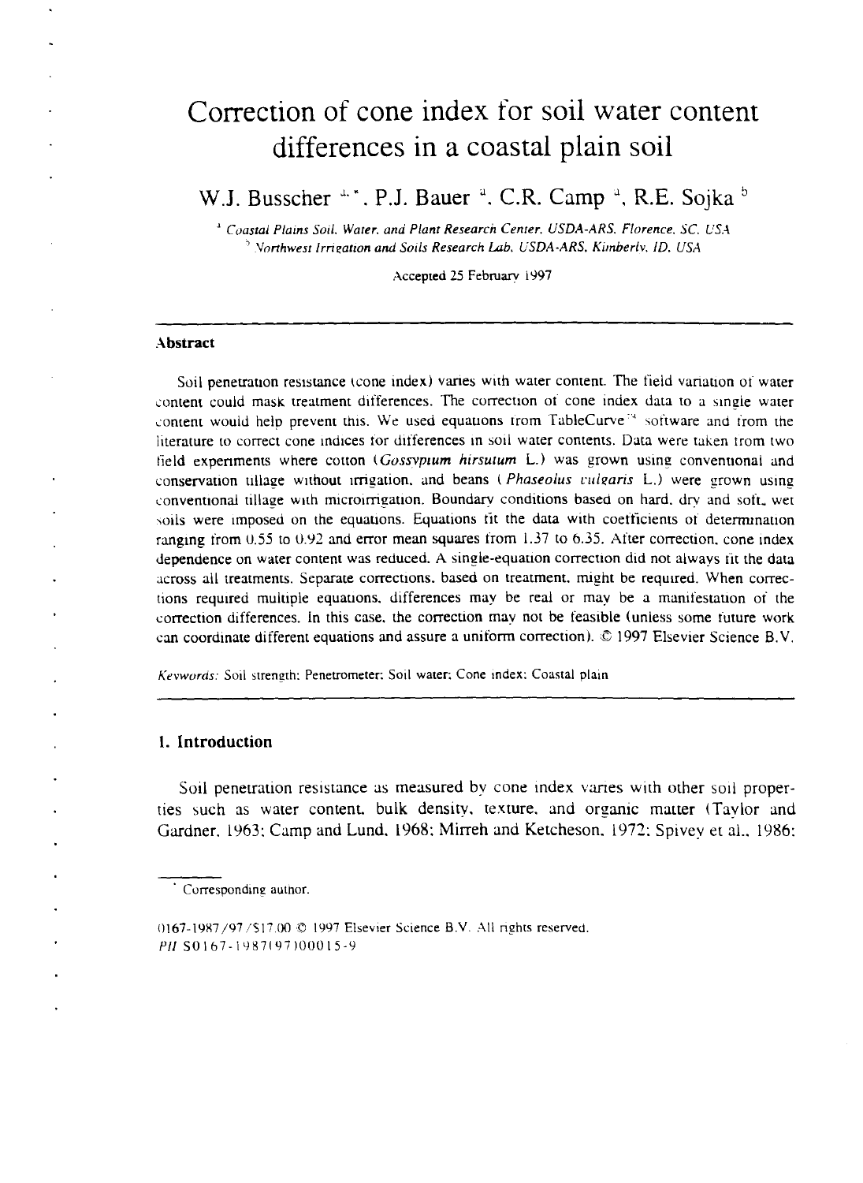# Correction of cone index for soil water content differences in a coastal plain soil

W.J. Busscher [a,*], P.J. Bauer [a], C.R. Camp [a], R.E. Sojka [b]

[a] Coastal Plains Soil, Water, and Plant Research Center, USDA-ARS, Florence, SC, USA

[b] Northwest Irrigation and Soils Research Lab, USDA-ARS, Kimberly, ID, USA

Accepted 25 February 1997

---

### Abstract

Soil penetration resistance (cone index) varies with water content. The field variation of water content could mask treatment differences. The correction of cone index data to a single water content would help prevent this. We used equations from TableCurve™ software and from the literature to correct cone indices for differences in soil water contents. Data were taken from two field experiments where cotton (*Gossypium hirsutum* L.) was grown using conventional and conservation tillage without irrigation, and beans (*Phaseolus vulgaris* L.) were grown using conventional tillage with microirrigation. Boundary conditions based on hard, dry and soft, wet soils were imposed on the equations. Equations fit the data with coefficients of determination ranging from 0.55 to 0.92 and error mean squares from 1.37 to 6.35. After correction, cone index dependence on water content was reduced. A single-equation correction did not always fit the data across all treatments. Separate corrections, based on treatment, might be required. When corrections required multiple equations, differences may be real or may be a manifestation of the correction differences. In this case, the correction may not be feasible (unless some future work can coordinate different equations and assure a uniform correction). © 1997 Elsevier Science B.V.

*Keywords:* Soil strength; Penetrometer; Soil water; Cone index; Coastal plain

---

## 1. Introduction

Soil penetration resistance as measured by cone index varies with other soil properties such as water content, bulk density, texture, and organic matter (Taylor and Gardner, 1963; Camp and Lund, 1968; Mirreh and Ketcheson, 1972; Spivey et al., 1986;

---

* Corresponding author.

0167-1987/97/$17.00 © 1997 Elsevier Science B.V. All rights reserved.
*PII* S0167-1987(97)00015-9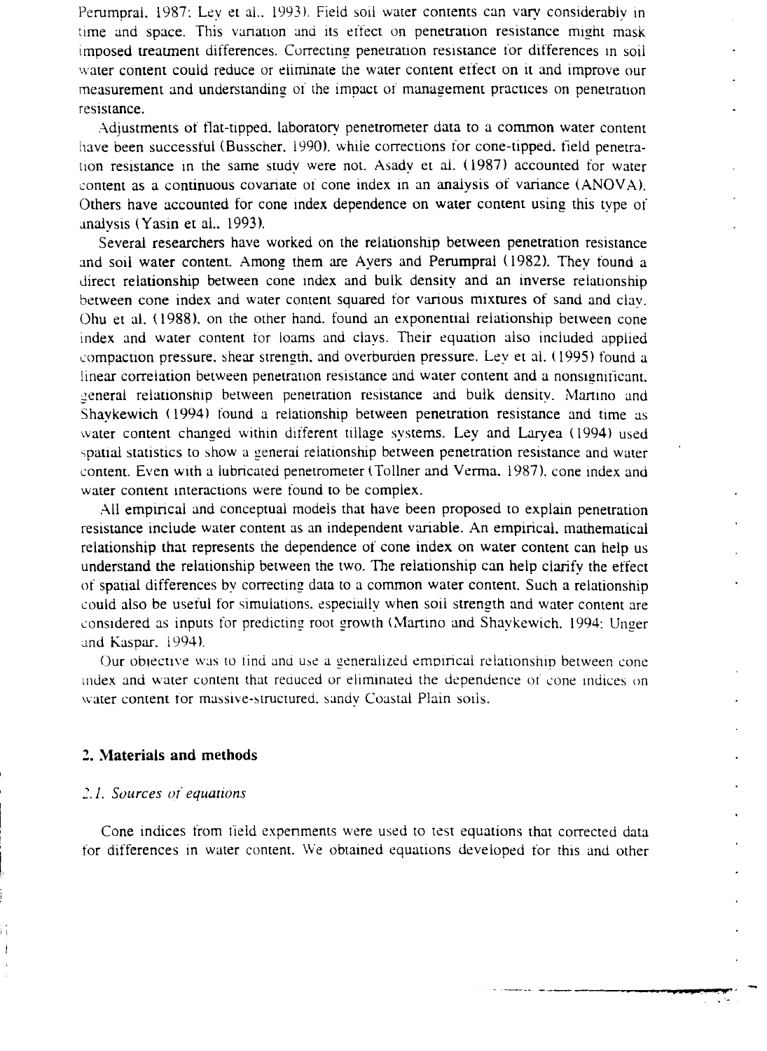Perumpral. 1987; Ley et al., 1993). Field soil water contents can vary considerably in time and space. This variation and its effect on penetration resistance might mask imposed treatment differences. Correcting penetration resistance for differences in soil water content could reduce or eliminate the water content effect on it and improve our measurement and understanding of the impact of management practices on penetration resistance.

Adjustments of flat-tipped, laboratory penetrometer data to a common water content have been successful (Busscher, 1990), while corrections for cone-tipped, field penetration resistance in the same study were not. Asady et al. (1987) accounted for water content as a continuous covariate of cone index in an analysis of variance (ANOVA). Others have accounted for cone index dependence on water content using this type of analysis (Yasin et al., 1993).

Several researchers have worked on the relationship between penetration resistance and soil water content. Among them are Ayers and Perumpral (1982). They found a direct relationship between cone index and bulk density and an inverse relationship between cone index and water content squared for various mixtures of sand and clay. Ohu et al. (1988), on the other hand, found an exponential relationship between cone index and water content for loams and clays. Their equation also included applied compaction pressure, shear strength, and overburden pressure. Ley et al. (1995) found a linear correlation between penetration resistance and water content and a nonsignificant, general relationship between penetration resistance and bulk density. Martino and Shaykewich (1994) found a relationship between penetration resistance and time as water content changed within different tillage systems. Ley and Laryea (1994) used spatial statistics to show a general relationship between penetration resistance and water content. Even with a lubricated penetrometer (Tollner and Verma, 1987), cone index and water content interactions were found to be complex.

All empirical and conceptual models that have been proposed to explain penetration resistance include water content as an independent variable. An empirical, mathematical relationship that represents the dependence of cone index on water content can help us understand the relationship between the two. The relationship can help clarify the effect of spatial differences by correcting data to a common water content. Such a relationship could also be useful for simulations, especially when soil strength and water content are considered as inputs for predicting root growth (Martino and Shaykewich, 1994; Unger and Kaspar, 1994).

Our objective was to find and use a generalized empirical relationship between cone index and water content that reduced or eliminated the dependence of cone indices on water content for massive-structured, sandy Coastal Plain soils.

## 2. Materials and methods

### 2.1. Sources of equations

Cone indices from field experiments were used to test equations that corrected data for differences in water content. We obtained equations developed for this and other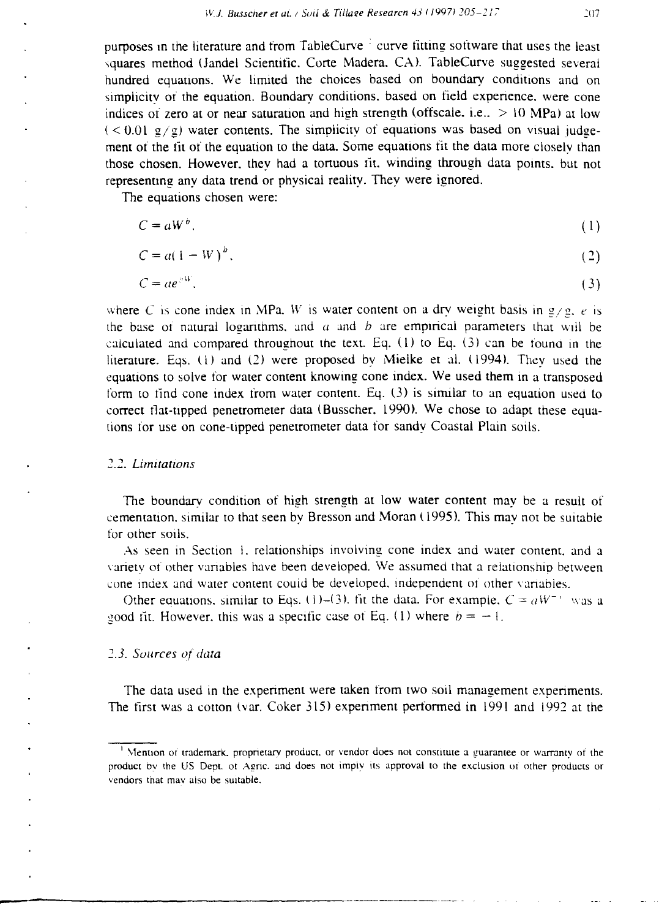purposes in the literature and from TableCurve [1] curve fitting software that uses the least squares method (Jandel Scientific, Corte Madera, CA). TableCurve suggested several hundred equations. We limited the choices based on boundary conditions and on simplicity of the equation. Boundary conditions, based on field experience, were cone indices of zero at or near saturation and high strength (offscale, i.e., > 10 MPa) at low (< 0.01 g/g) water contents. The simplicity of equations was based on visual judgement of the fit of the equation to the data. Some equations fit the data more closely than those chosen. However, they had a tortuous fit, winding through data points, but not representing any data trend or physical reality. They were ignored.

The equations chosen were:

$$C = aW^{b}, \tag{1}$$

$$C = a(1 - W)^{b}, \tag{2}$$

$$C = ae^{bW}, \tag{3}$$

where $C$ is cone index in MPa, $W$ is water content on a dry weight basis in g/g, $e$ is the base of natural logarithms, and $a$ and $b$ are empirical parameters that will be calculated and compared throughout the text. Eq. (1) to Eq. (3) can be found in the literature. Eqs. (1) and (2) were proposed by Mielke et al. (1994). They used the equations to solve for water content knowing cone index. We used them in a transposed form to find cone index from water content. Eq. (3) is similar to an equation used to correct flat-tipped penetrometer data (Busscher, 1990). We chose to adapt these equations for use on cone-tipped penetrometer data for sandy Coastal Plain soils.

### 2.2. Limitations

The boundary condition of high strength at low water content may be a result of cementation, similar to that seen by Bresson and Moran (1995). This may not be suitable for other soils.

As seen in Section 1, relationships involving cone index and water content, and a variety of other variables have been developed. We assumed that a relationship between cone index and water content could be developed, independent of other variables.

Other equations, similar to Eqs. (1)–(3), fit the data. For example, $C = aW^{-1}$ was a good fit. However, this was a specific case of Eq. (1) where $b = -1$.

### 2.3. Sources of data

The data used in the experiment were taken from two soil management experiments. The first was a cotton (var. Coker 315) experiment performed in 1991 and 1992 at the

---

[1] Mention of trademark, proprietary product, or vendor does not constitute a guarantee or warranty of the product by the US Dept. of Agric. and does not imply its approval to the exclusion of other products or vendors that may also be suitable.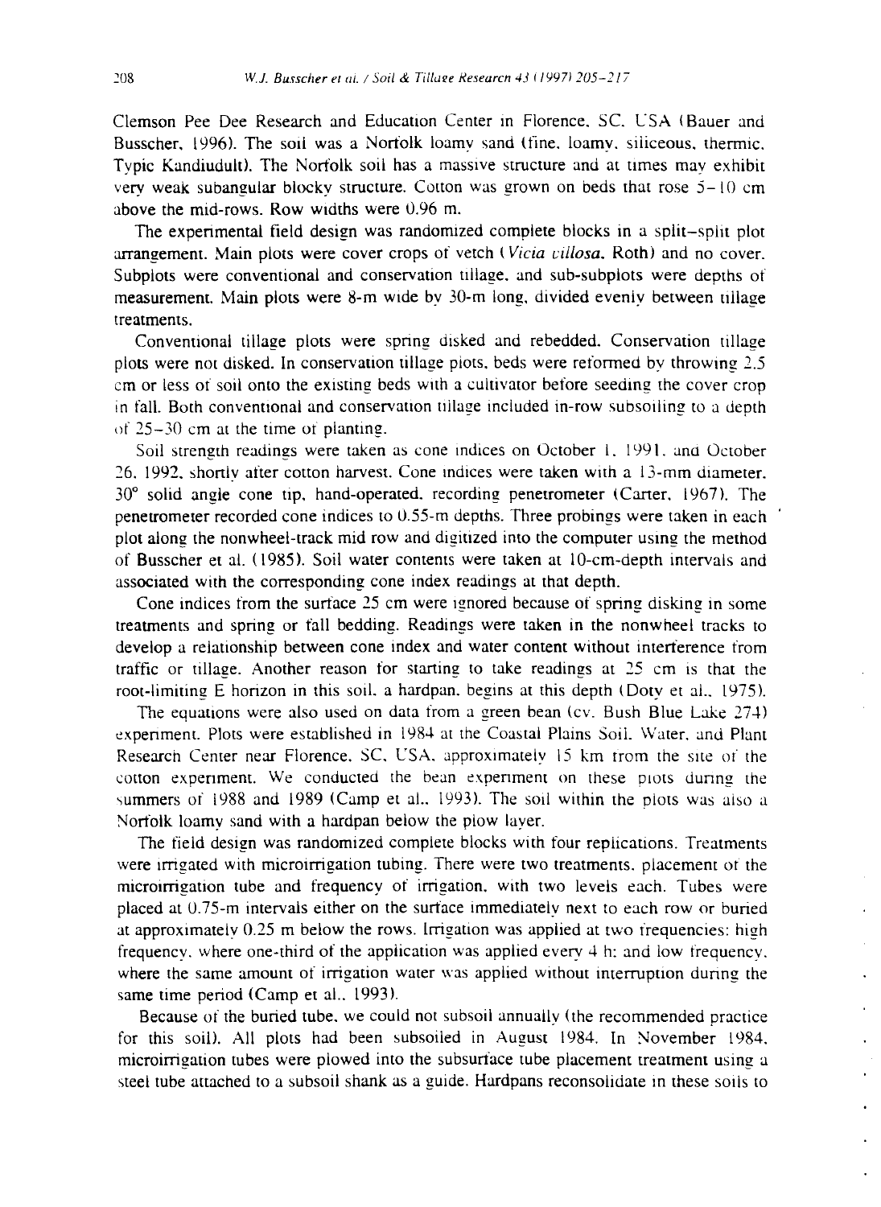Clemson Pee Dee Research and Education Center in Florence, SC, USA (Bauer and Busscher, 1996). The soil was a Norfolk loamy sand (fine, loamy, siliceous, thermic, Typic Kandiudult). The Norfolk soil has a massive structure and at times may exhibit very weak subangular blocky structure. Cotton was grown on beds that rose 5–10 cm above the mid-rows. Row widths were 0.96 m.

The experimental field design was randomized complete blocks in a split–split plot arrangement. Main plots were cover crops of vetch (*Vicia villosa*, Roth) and no cover. Subplots were conventional and conservation tillage, and sub-subplots were depths of measurement. Main plots were 8-m wide by 30-m long, divided evenly between tillage treatments.

Conventional tillage plots were spring disked and rebedded. Conservation tillage plots were not disked. In conservation tillage plots, beds were reformed by throwing 2.5 cm or less of soil onto the existing beds with a cultivator before seeding the cover crop in fall. Both conventional and conservation tillage included in-row subsoiling to a depth of 25–30 cm at the time of planting.

Soil strength readings were taken as cone indices on October 1, 1991, and October 26, 1992, shortly after cotton harvest. Cone indices were taken with a 13-mm diameter, 30° solid angle cone tip, hand-operated, recording penetrometer (Carter, 1967). The penetrometer recorded cone indices to 0.55-m depths. Three probings were taken in each plot along the nonwheel-track mid row and digitized into the computer using the method of Busscher et al. (1985). Soil water contents were taken at 10-cm-depth intervals and associated with the corresponding cone index readings at that depth.

Cone indices from the surface 25 cm were ignored because of spring disking in some treatments and spring or fall bedding. Readings were taken in the nonwheel tracks to develop a relationship between cone index and water content without interference from traffic or tillage. Another reason for starting to take readings at 25 cm is that the root-limiting E horizon in this soil, a hardpan, begins at this depth (Doty et al., 1975).

The equations were also used on data from a green bean (cv. Bush Blue Lake 274) experiment. Plots were established in 1984 at the Coastal Plains Soil, Water, and Plant Research Center near Florence, SC, USA, approximately 15 km from the site of the cotton experiment. We conducted the bean experiment on these plots during the summers of 1988 and 1989 (Camp et al., 1993). The soil within the plots was also a Norfolk loamy sand with a hardpan below the plow layer.

The field design was randomized complete blocks with four replications. Treatments were irrigated with microirrigation tubing. There were two treatments, placement of the microirrigation tube and frequency of irrigation, with two levels each. Tubes were placed at 0.75-m intervals either on the surface immediately next to each row or buried at approximately 0.25 m below the rows. Irrigation was applied at two frequencies: high frequency, where one-third of the application was applied every 4 h; and low frequency, where the same amount of irrigation water was applied without interruption during the same time period (Camp et al., 1993).

Because of the buried tube, we could not subsoil annually (the recommended practice for this soil). All plots had been subsoiled in August 1984. In November 1984, microirrigation tubes were plowed into the subsurface tube placement treatment using a steel tube attached to a subsoil shank as a guide. Hardpans reconsolidate in these soils to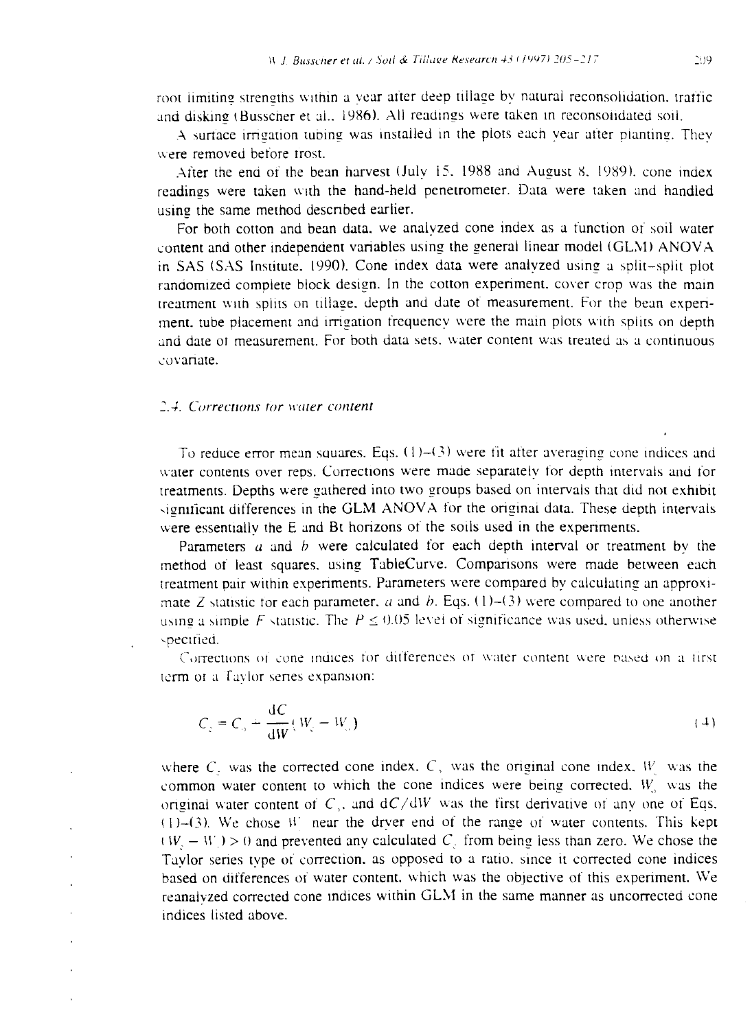root limiting strengths within a year after deep tillage by natural reconsolidation, traffic and disking (Busscher et al., 1986). All readings were taken in reconsolidated soil.

A surface irrigation tubing was installed in the plots each year after planting. They were removed before frost.

After the end of the bean harvest (July 15, 1988 and August 8, 1989), cone index readings were taken with the hand-held penetrometer. Data were taken and handled using the same method described earlier.

For both cotton and bean data, we analyzed cone index as a function of soil water content and other independent variables using the general linear model (GLM) ANOVA in SAS (SAS Institute, 1990). Cone index data were analyzed using a split–split plot randomized complete block design. In the cotton experiment, cover crop was the main treatment with splits on tillage, depth and date of measurement. For the bean experiment, tube placement and irrigation frequency were the main plots with splits on depth and date of measurement. For both data sets, water content was treated as a continuous covariate.

### 2.4. Corrections for water content

To reduce error mean squares, Eqs. (1)–(3) were fit after averaging cone indices and water contents over reps. Corrections were made separately for depth intervals and for treatments. Depths were gathered into two groups based on intervals that did not exhibit significant differences in the GLM ANOVA for the original data. These depth intervals were essentially the E and Bt horizons of the soils used in the experiments.

Parameters $a$ and $b$ were calculated for each depth interval or treatment by the method of least squares, using TableCurve. Comparisons were made between each treatment pair within experiments. Parameters were compared by calculating an approximate $Z$ statistic for each parameter, $a$ and $b$. Eqs. (1)–(3) were compared to one another using a simple $F$ statistic. The $P \leq 0.05$ level of significance was used, unless otherwise specified.

Corrections of cone indices for differences of water content were based on a first term of a Taylor series expansion:

$$C_c = C_o + \frac{dC}{dW}(W_c - W_o) \tag{4}$$

where $C_c$ was the corrected cone index, $C_o$ was the original cone index, $W_c$ was the common water content to which the cone indices were being corrected, $W_o$ was the original water content of $C_o$, and $dC/dW$ was the first derivative of any one of Eqs. (1)–(3). We chose $W_c$ near the dryer end of the range of water contents. This kept $(W_c - W_o) > 0$ and prevented any calculated $C_c$ from being less than zero. We chose the Taylor series type of correction, as opposed to a ratio, since it corrected cone indices based on differences of water content, which was the objective of this experiment. We reanalyzed corrected cone indices within GLM in the same manner as uncorrected cone indices listed above.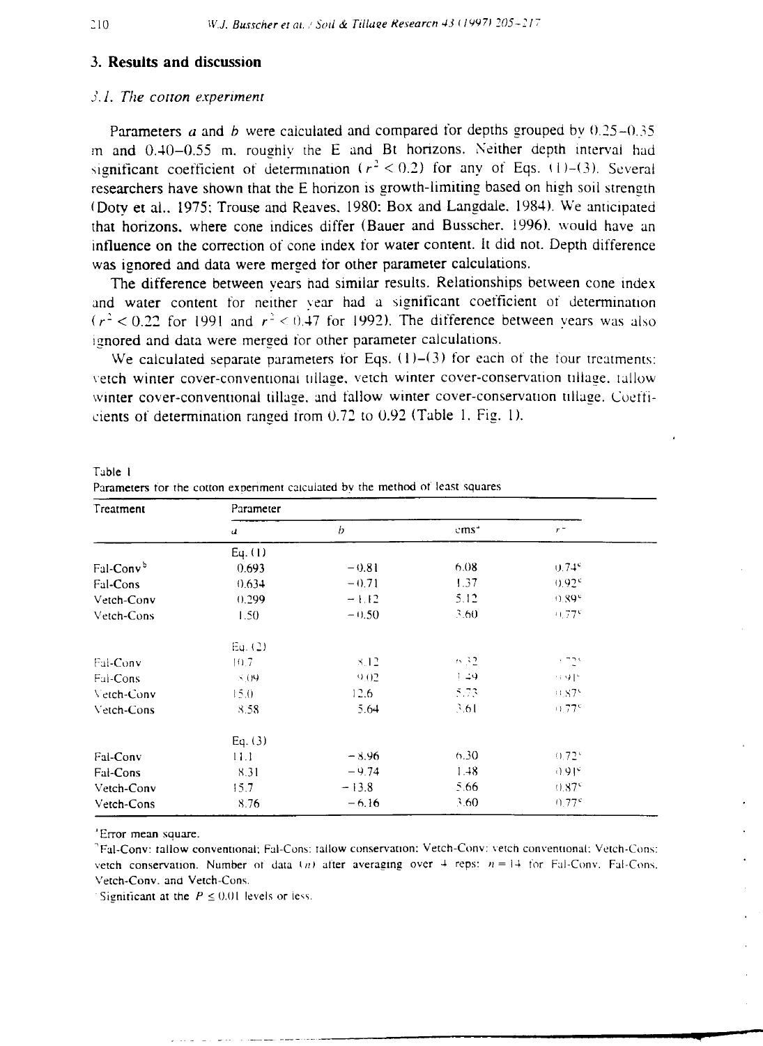## 3. Results and discussion

### 3.1. The cotton experiment

Parameters $a$ and $b$ were calculated and compared for depths grouped by 0.25–0.35 m and 0.40–0.55 m, roughly the E and Bt horizons. Neither depth interval had significant coefficient of determination ($r^2 < 0.2$) for any of Eqs. (1)–(3). Several researchers have shown that the E horizon is growth-limiting based on high soil strength (Doty et al., 1975; Trouse and Reaves, 1980; Box and Langdale, 1984). We anticipated that horizons, where cone indices differ (Bauer and Busscher, 1996), would have an influence on the correction of cone index for water content. It did not. Depth difference was ignored and data were merged for other parameter calculations.

The difference between years had similar results. Relationships between cone index and water content for neither year had a significant coefficient of determination ($r^2 < 0.22$ for 1991 and $r^2 < 0.47$ for 1992). The difference between years was also ignored and data were merged for other parameter calculations.

We calculated separate parameters for Eqs. (1)–(3) for each of the four treatments: vetch winter cover-conventional tillage, vetch winter cover-conservation tillage, fallow winter cover-conventional tillage, and fallow winter cover-conservation tillage. Coefficients of determination ranged from 0.72 to 0.92 (Table 1, Fig. 1).

Table 1
Parameters for the cotton experiment calculated by the method of least squares

| Treatment | Parameter | | | |
|---|---|---|---|---|
| | $a$ | $b$ | ems[a] | $r^2$ |
| | Eq. (1) | | | |
| Fal-Conv[b] | 0.693 | −0.81 | 6.08 | 0.74[c] |
| Fal-Cons | 0.634 | −0.71 | 1.37 | 0.92[c] |
| Vetch-Conv | 0.299 | −1.12 | 5.12 | 0.89[c] |
| Vetch-Cons | 1.50 | −0.50 | 3.60 | 0.77[c] |
| | Eq. (2) | | | |
| Fal-Conv | 10.7 | 8.12 | 6.32 | 0.72[c] |
| Fal-Cons | 8.09 | 9.02 | 1.49 | 0.91[c] |
| Vetch-Conv | 15.0 | 12.6 | 5.73 | 0.87[c] |
| Vetch-Cons | 8.58 | 5.64 | 3.61 | 0.77[c] |
| | Eq. (3) | | | |
| Fal-Conv | 11.1 | −8.96 | 6.30 | 0.72[c] |
| Fal-Cons | 8.31 | −9.74 | 1.48 | 0.91[c] |
| Vetch-Conv | 15.7 | −13.8 | 5.66 | 0.87[c] |
| Vetch-Cons | 8.76 | −6.16 | 3.60 | 0.77[c] |

[a] Error mean square.

[b] Fal-Conv: fallow conventional; Fal-Cons: fallow conservation; Vetch-Conv: vetch conventional; Vetch-Cons: vetch conservation. Number of data ($n$) after averaging over 4 reps: $n = 14$ for Fal-Conv, Fal-Cons, Vetch-Conv, and Vetch-Cons.

[c] Significant at the $P \leq 0.01$ levels or less.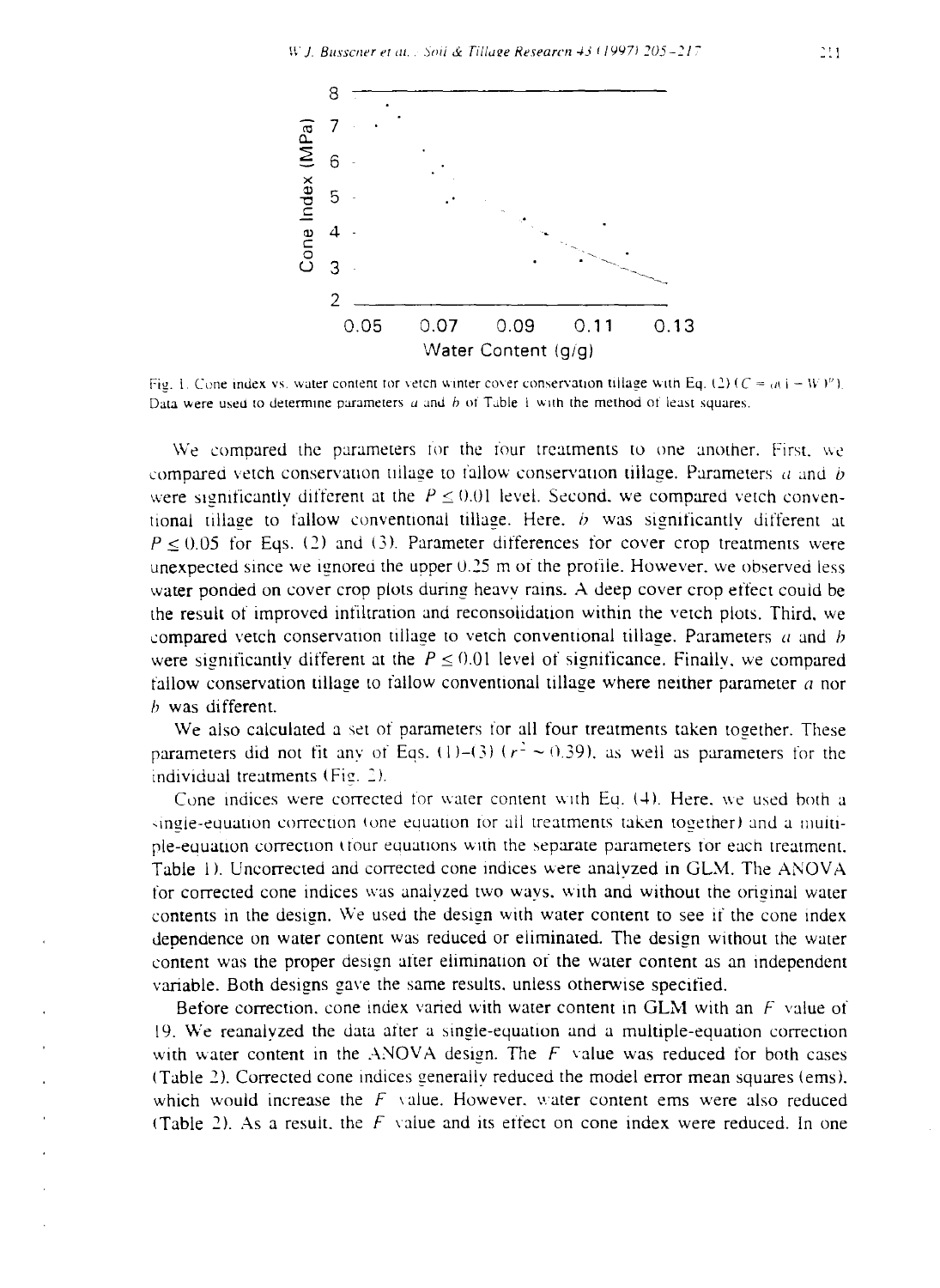Fig. 1. Cone index vs. water content for vetch winter cover conservation tillage with Eq. (2) ($C = a(1-W)^b$). Data were used to determine parameters $a$ and $b$ of Table 1 with the method of least squares.

We compared the parameters for the four treatments to one another. First, we compared vetch conservation tillage to fallow conservation tillage. Parameters $a$ and $b$ were significantly different at the $P \leq 0.01$ level. Second, we compared vetch conventional tillage to fallow conventional tillage. Here, $b$ was significantly different at $P \leq 0.05$ for Eqs. (2) and (3). Parameter differences for cover crop treatments were unexpected since we ignored the upper 0.25 m of the profile. However, we observed less water ponded on cover crop plots during heavy rains. A deep cover crop effect could be the result of improved infiltration and reconsolidation within the vetch plots. Third, we compared vetch conservation tillage to vetch conventional tillage. Parameters $a$ and $b$ were significantly different at the $P \leq 0.01$ level of significance. Finally, we compared fallow conservation tillage to fallow conventional tillage where neither parameter $a$ nor $b$ was different.

We also calculated a set of parameters for all four treatments taken together. These parameters did not fit any of Eqs. (1)–(3) ($r^2 \sim 0.39$), as well as parameters for the individual treatments (Fig. 2).

Cone indices were corrected for water content with Eq. (4). Here, we used both a single-equation correction (one equation for all treatments taken together) and a multiple-equation correction (four equations with the separate parameters for each treatment, Table 1). Uncorrected and corrected cone indices were analyzed in GLM. The ANOVA for corrected cone indices was analyzed two ways, with and without the original water contents in the design. We used the design with water content to see if the cone index dependence on water content was reduced or eliminated. The design without the water content was the proper design after elimination of the water content as an independent variable. Both designs gave the same results, unless otherwise specified.

Before correction, cone index varied with water content in GLM with an $F$ value of 19. We reanalyzed the data after a single-equation and a multiple-equation correction with water content in the ANOVA design. The $F$ value was reduced for both cases (Table 2). Corrected cone indices generally reduced the model error mean squares (ems), which would increase the $F$ value. However, water content ems were also reduced (Table 2). As a result, the $F$ value and its effect on cone index were reduced. In one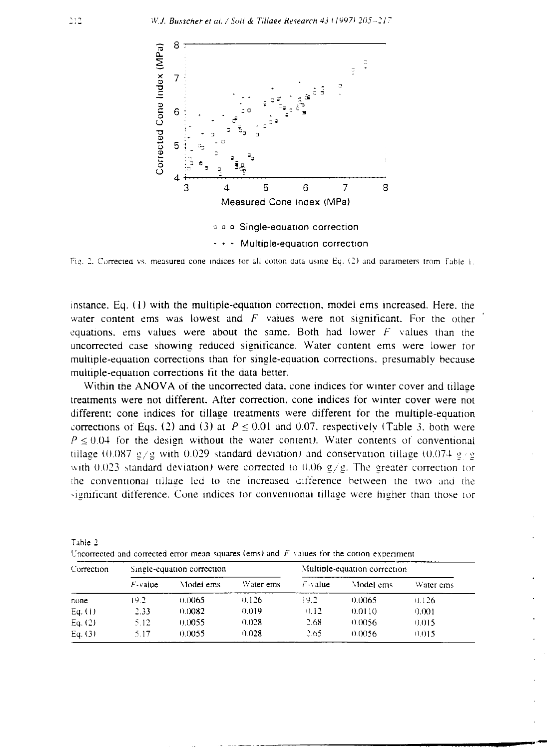Fig. 2. Corrected vs. measured cone indices for all cotton data using Eq. (2) and parameters from Table 1.

instance, Eq. (1) with the multiple-equation correction, model ems increased. Here, the water content ems was lowest and $F$ values were not significant. For the other equations, ems values were about the same. Both had lower $F$ values than the uncorrected case showing reduced significance. Water content ems were lower for multiple-equation corrections than for single-equation corrections, presumably because multiple-equation corrections fit the data better.

Within the ANOVA of the uncorrected data, cone indices for winter cover and tillage treatments were not different. After correction, cone indices for winter cover were not different; cone indices for tillage treatments were different for the multiple-equation corrections of Eqs. (2) and (3) at $P \leq 0.01$ and 0.07, respectively (Table 3, both were $P \leq 0.04$ for the design without the water content). Water contents of conventional tillage (0.087 g/g with 0.029 standard deviation) and conservation tillage (0.074 g/g with 0.023 standard deviation) were corrected to 0.06 g/g. The greater correction for the conventional tillage led to the increased difference between the two and the significant difference. Cone indices for conventional tillage were higher than those for

Table 2
Uncorrected and corrected error mean squares (ems) and $F$ values for the cotton experiment

| Correction | Single-equation correction | | | Multiple-equation correction | | |
|---|---|---|---|---|---|---|
| | $F$-value | Model ems | Water ems | $F$-value | Model ems | Water ems |
| none | 19.2 | 0.0065 | 0.126 | 19.2 | 0.0065 | 0.126 |
| Eq. (1) | 2.33 | 0.0082 | 0.019 | 0.12 | 0.0110 | 0.001 |
| Eq. (2) | 5.12 | 0.0055 | 0.028 | 2.68 | 0.0056 | 0.015 |
| Eq. (3) | 5.17 | 0.0055 | 0.028 | 2.65 | 0.0056 | 0.015 |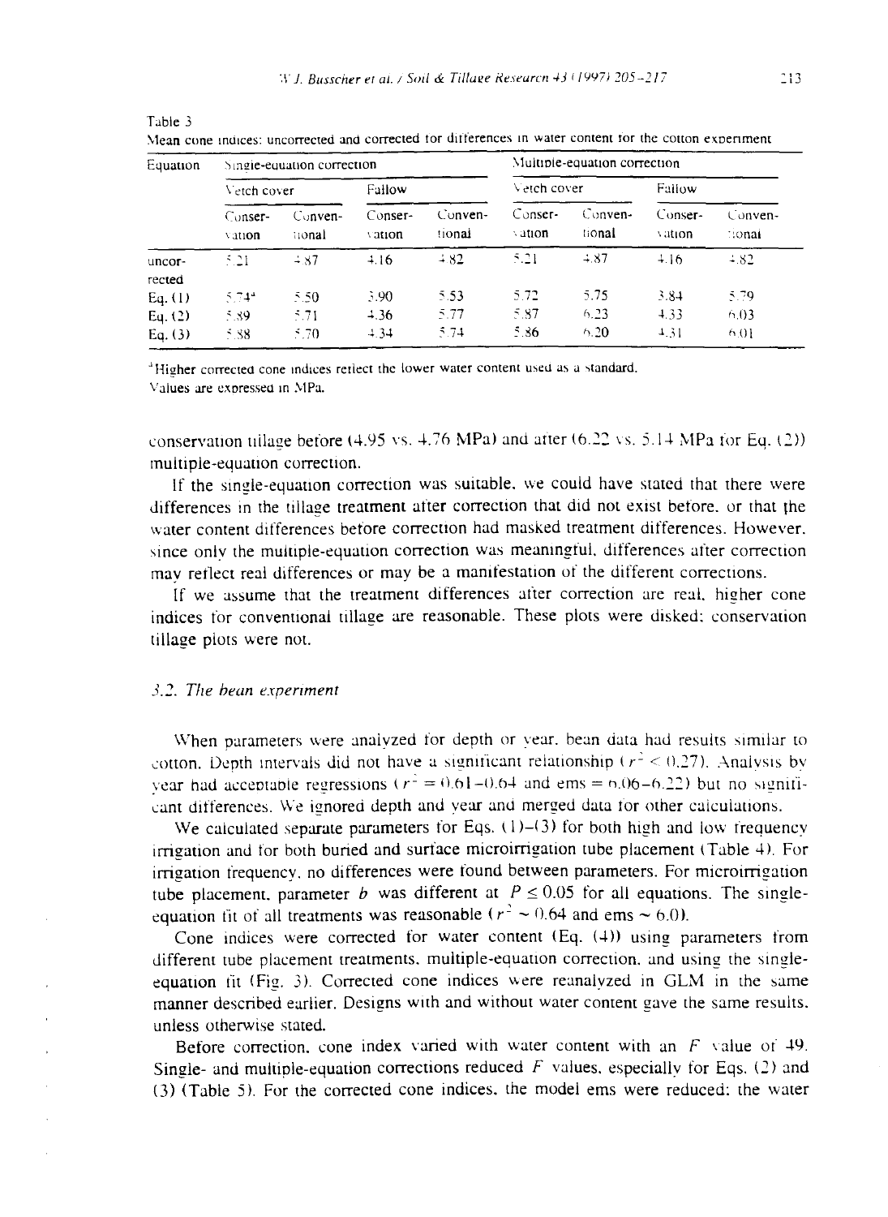Table 3

Mean cone indices: uncorrected and corrected for differences in water content for the cotton experiment

| Equation | Single-equation correction | | | | Multiple-equation correction | | | |
|---|---|---|---|---|---|---|---|---|
| | Vetch cover | | Fallow | | Vetch cover | | Fallow | |
| | Conservation | Conventional | Conservation | Conventional | Conservation | Conventional | Conservation | Conventional |
| uncorrected | 5.21 | 4.87 | 4.16 | 4.82 | 5.21 | 4.87 | 4.16 | 4.82 |
| Eq. (1) | 5.74[a] | 5.50 | 3.90 | 5.53 | 5.72 | 5.75 | 3.84 | 5.79 |
| Eq. (2) | 5.89 | 5.71 | 4.36 | 5.77 | 5.87 | 6.23 | 4.33 | 6.03 |
| Eq. (3) | 5.88 | 5.70 | 4.34 | 5.74 | 5.86 | 6.20 | 4.31 | 6.01 |

[a] Higher corrected cone indices reflect the lower water content used as a standard.

Values are expressed in MPa.

conservation tillage before (4.95 vs. 4.76 MPa) and after (6.22 vs. 5.14 MPa for Eq. (2)) multiple-equation correction.

If the single-equation correction was suitable, we could have stated that there were differences in the tillage treatment after correction that did not exist before, or that the water content differences before correction had masked treatment differences. However, since only the multiple-equation correction was meaningful, differences after correction may reflect real differences or may be a manifestation of the different corrections.

If we assume that the treatment differences after correction are real, higher cone indices for conventional tillage are reasonable. These plots were disked; conservation tillage plots were not.

### 3.2. The bean experiment

When parameters were analyzed for depth or year, bean data had results similar to cotton. Depth intervals did not have a significant relationship ($r^2 < 0.27$). Analysis by year had acceptable regressions ($r^2 = 0.61$–$0.64$ and ems = 6.06–6.22) but no significant differences. We ignored depth and year and merged data for other calculations.

We calculated separate parameters for Eqs. (1)–(3) for both high and low frequency irrigation and for both buried and surface microirrigation tube placement (Table 4). For irrigation frequency, no differences were found between parameters. For microirrigation tube placement, parameter $b$ was different at $P \leq 0.05$ for all equations. The single-equation fit of all treatments was reasonable ($r^2 \sim 0.64$ and ems $\sim 6.0$).

Cone indices were corrected for water content (Eq. (4)) using parameters from different tube placement treatments, multiple-equation correction, and using the single-equation fit (Fig. 3). Corrected cone indices were reanalyzed in GLM in the same manner described earlier. Designs with and without water content gave the same results, unless otherwise stated.

Before correction, cone index varied with water content with an $F$ value of 49. Single- and multiple-equation corrections reduced $F$ values, especially for Eqs. (2) and (3) (Table 5). For the corrected cone indices, the model ems were reduced; the water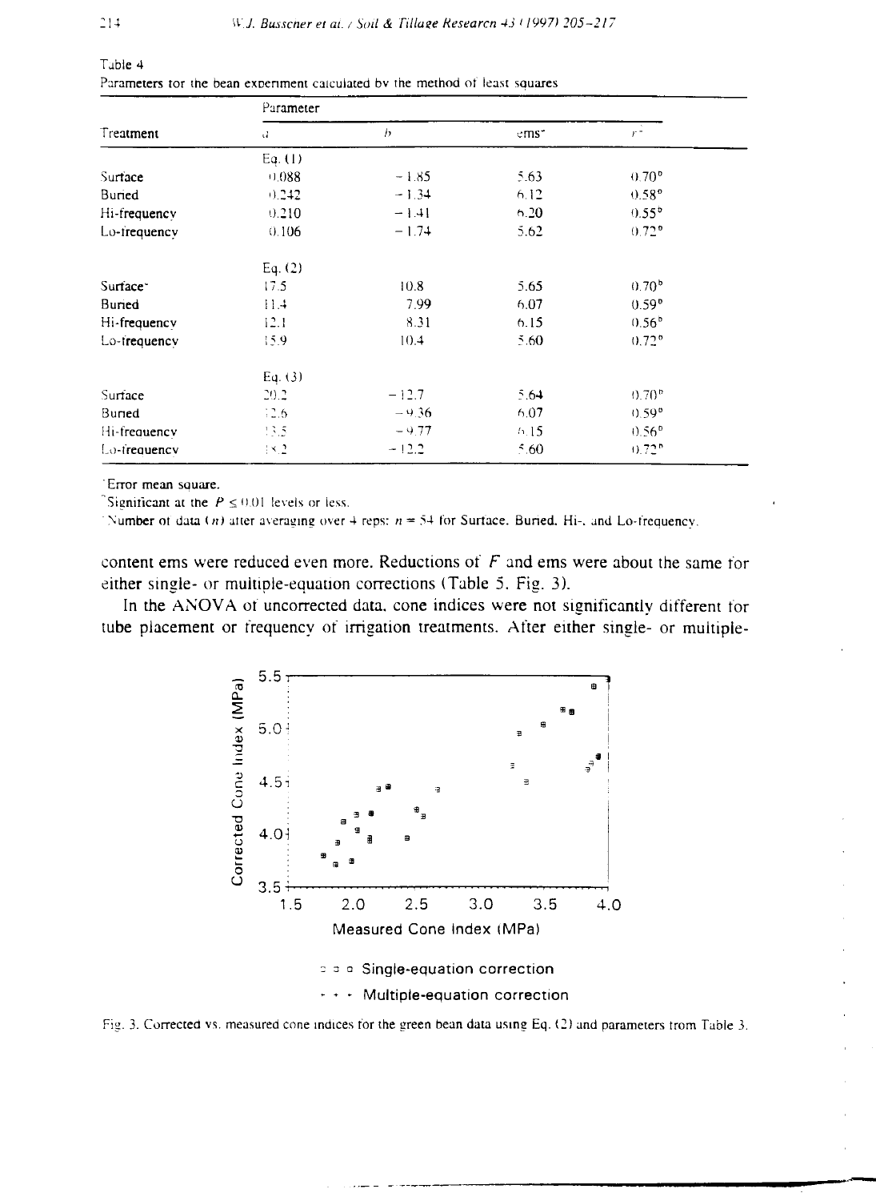Table 4
Parameters for the bean experiment calculated by the method of least squares

| Treatment | Parameter | | | |
|---|---|---|---|---|
| | $a$ | $b$ | ems[a] | $r^2$ |
| | Eq. (1) | | | |
| Surface | 0.088 | −1.85 | 5.63 | 0.70[b] |
| Buried | 0.242 | −1.34 | 6.12 | 0.58[b] |
| Hi-frequency | 0.210 | −1.41 | 6.20 | 0.55[b] |
| Lo-frequency | 0.106 | −1.74 | 5.62 | 0.72[b] |
| | Eq. (2) | | | |
| Surface[c] | 17.5 | 10.8 | 5.65 | 0.70[b] |
| Buried | 11.4 | 7.99 | 6.07 | 0.59[b] |
| Hi-frequency | 12.1 | 8.31 | 6.15 | 0.56[b] |
| Lo-frequency | 15.9 | 10.4 | 5.60 | 0.72[b] |
| | Eq. (3) | | | |
| Surface | 20.2 | −12.7 | 5.64 | 0.70[b] |
| Buried | 12.6 | −9.36 | 6.07 | 0.59[b] |
| Hi-frequency | 13.5 | −9.77 | 6.15 | 0.56[b] |
| Lo-frequency | 18.2 | −12.2 | 5.60 | 0.72[b] |

[a] Error mean square.

[b] Significant at the $P \leq 0.01$ levels or less.

[c] Number of data ($n$) after averaging over 4 reps: $n = 54$ for Surface, Buried, Hi-, and Lo-frequency.

content ems were reduced even more. Reductions of $F$ and ems were about the same for either single- or multiple-equation corrections (Table 5, Fig. 3).

In the ANOVA of uncorrected data, cone indices were not significantly different for tube placement or frequency of irrigation treatments. After either single- or multiple-

Fig. 3. Corrected vs. measured cone indices for the green bean data using Eq. (2) and parameters from Table 3.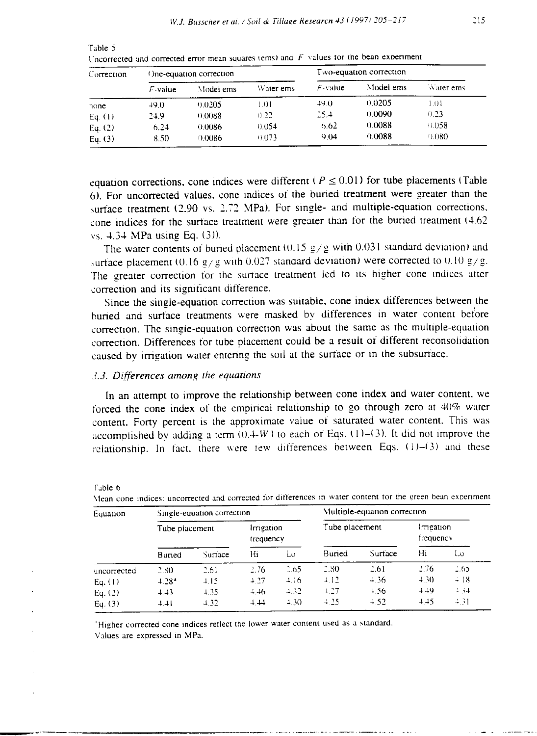Table 5

Uncorrected and corrected error mean squares (ems) and $F$ values for the bean experiment

| Correction | One-equation correction | | | Two-equation correction | | |
|---|---|---|---|---|---|---|
| | $F$-value | Model ems | Water ems | $F$-value | Model ems | Water ems |
| none | 49.0 | 0.0205 | 1.01 | 49.0 | 0.0205 | 1.01 |
| Eq. (1) | 24.9 | 0.0088 | 0.22 | 25.4 | 0.0090 | 0.23 |
| Eq. (2) | 6.24 | 0.0086 | 0.054 | 6.62 | 0.0088 | 0.058 |
| Eq. (3) | 8.50 | 0.0086 | 0.073 | 9.04 | 0.0088 | 0.080 |

equation corrections, cone indices were different ($P \leq 0.01$) for tube placements (Table 6). For uncorrected values, cone indices of the buried treatment were greater than the surface treatment (2.90 vs. 2.72 MPa). For single- and multiple-equation corrections, cone indices for the surface treatment were greater than for the buried treatment (4.62 vs. 4.34 MPa using Eq. (3)).

The water contents of buried placement (0.15 g/g with 0.031 standard deviation) and surface placement (0.16 g/g with 0.027 standard deviation) were corrected to 0.10 g/g. The greater correction for the surface treatment led to its higher cone indices after correction and its significant difference.

Since the single-equation correction was suitable, cone index differences between the buried and surface treatments were masked by differences in water content before correction. The single-equation correction was about the same as the multiple-equation correction. Differences for tube placement could be a result of different reconsolidation caused by irrigation water entering the soil at the surface or in the subsurface.

### 3.3. Differences among the equations

In an attempt to improve the relationship between cone index and water content, we forced the cone index of the empirical relationship to go through zero at 40% water content. Forty percent is the approximate value of saturated water content. This was accomplished by adding a term $(0.4\text{-}W)$ to each of Eqs. (1)–(3). It did not improve the relationship. In fact, there were few differences between Eqs. (1)–(3) and these

Table 6

Mean cone indices: uncorrected and corrected for differences in water content for the green bean experiment

| Equation | Single-equation correction | | | | Multiple-equation correction | | | |
|---|---|---|---|---|---|---|---|---|
| | Tube placement | | Irrigation frequency | | Tube placement | | Irrigation frequency | |
| | Buried | Surface | Hi | Lo | Buried | Surface | Hi | Lo |
| uncorrected | 2.80 | 2.61 | 2.76 | 2.65 | 2.80 | 2.61 | 2.76 | 2.65 |
| Eq. (1) | 4.28[a] | 4.15 | 4.27 | 4.16 | 4.12 | 4.36 | 4.30 | 4.18 |
| Eq. (2) | 4.43 | 4.35 | 4.46 | 4.32 | 4.27 | 4.56 | 4.49 | 4.34 |
| Eq. (3) | 4.41 | 4.32 | 4.44 | 4.30 | 4.25 | 4.52 | 4.45 | 4.31 |

[a] Higher corrected cone indices reflect the lower water content used as a standard.

Values are expressed in MPa.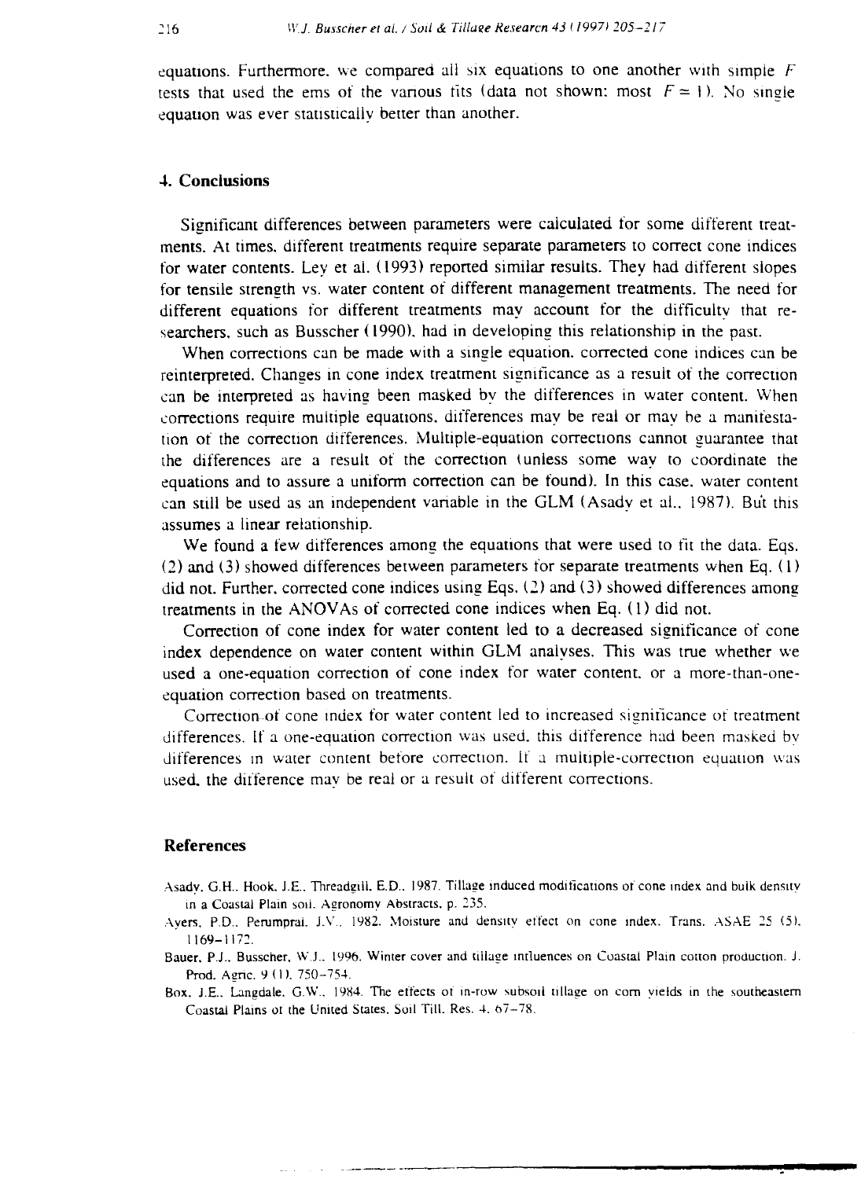equations. Furthermore, we compared all six equations to one another with simple $F$ tests that used the ems of the various fits (data not shown: most $F = 1$). No single equation was ever statistically better than another.

## 4. Conclusions

Significant differences between parameters were calculated for some different treatments. At times, different treatments require separate parameters to correct cone indices for water contents. Ley et al. (1993) reported similar results. They had different slopes for tensile strength vs. water content of different management treatments. The need for different equations for different treatments may account for the difficulty that researchers, such as Busscher (1990), had in developing this relationship in the past.

When corrections can be made with a single equation, corrected cone indices can be reinterpreted. Changes in cone index treatment significance as a result of the correction can be interpreted as having been masked by the differences in water content. When corrections require multiple equations, differences may be real or may be a manifestation of the correction differences. Multiple-equation corrections cannot guarantee that the differences are a result of the correction (unless some way to coordinate the equations and to assure a uniform correction can be found). In this case, water content can still be used as an independent variable in the GLM (Asady et al., 1987). But this assumes a linear relationship.

We found a few differences among the equations that were used to fit the data. Eqs. (2) and (3) showed differences between parameters for separate treatments when Eq. (1) did not. Further, corrected cone indices using Eqs. (2) and (3) showed differences among treatments in the ANOVAs of corrected cone indices when Eq. (1) did not.

Correction of cone index for water content led to a decreased significance of cone index dependence on water content within GLM analyses. This was true whether we used a one-equation correction of cone index for water content, or a more-than-one-equation correction based on treatments.

Correction of cone index for water content led to increased significance of treatment differences. If a one-equation correction was used, this difference had been masked by differences in water content before correction. If a multiple-correction equation was used, the difference may be real or a result of different corrections.

## References

Asady, G.H., Hook, J.E., Threadgill, E.D., 1987. Tillage induced modifications of cone index and bulk density in a Coastal Plain soil. Agronomy Abstracts, p. 235.

Ayers, P.D., Perumprai, J.V., 1982. Moisture and density effect on cone index. Trans. ASAE 25 (5), 1169–1172.

Bauer, P.J., Busscher, W.J., 1996. Winter cover and tillage influences on Coastal Plain cotton production. J. Prod. Agric. 9 (1), 750–754.

Box, J.E., Langdale, G.W., 1984. The effects of in-row subsoil tillage on corn yields in the southeastern Coastal Plains of the United States. Soil Till. Res. 4, 67–78.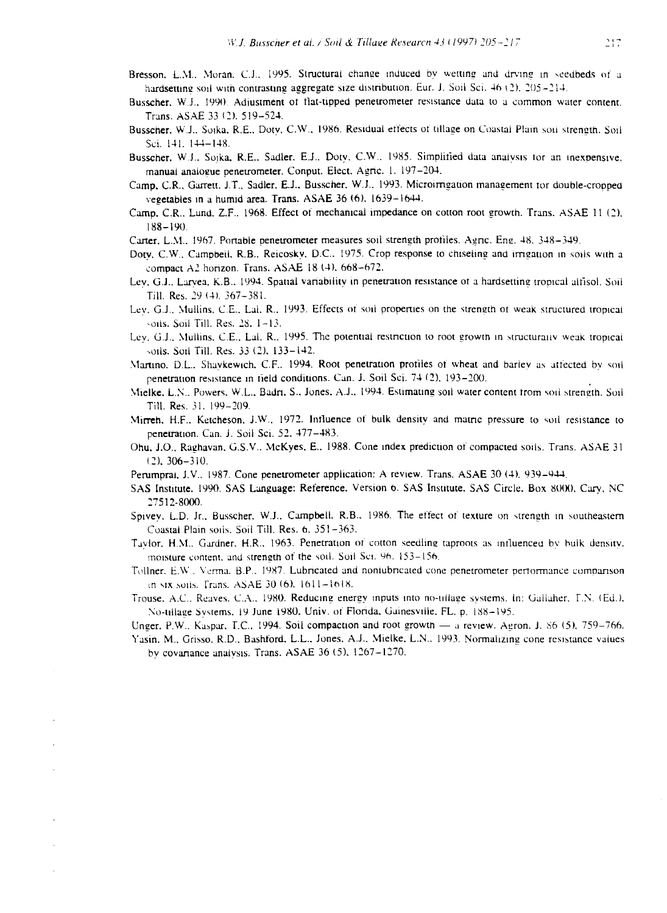Bresson, L.M., Moran, C.J., 1995. Structural change induced by wetting and drying in seedbeds of a hardsetting soil with contrasting aggregate size distribution. Eur. J. Soil Sci. 46 (2), 205–214.

Busscher, W.J., 1990. Adjustment of flat-tipped penetrometer resistance data to a common water content. Trans. ASAE 33 (2), 519–524.

Busscher, W.J., Sojka, R.E., Doty, C.W., 1986. Residual effects of tillage on Coastal Plain soil strength. Soil Sci. 141, 144–148.

Busscher, W.J., Sojka, R.E., Sadler, E.J., Doty, C.W., 1985. Simplified data analysis for an inexpensive, manual analogue penetrometer. Conput. Elect. Agric. 1, 197–204.

Camp, C.R., Garrett, J.T., Sadler, E.J., Busscher, W.J., 1993. Microirrigation management for double-cropped vegetables in a humid area. Trans. ASAE 36 (6), 1639–1644.

Camp, C.R., Lund, Z.F., 1968. Effect of mechanical impedance on cotton root growth. Trans. ASAE 11 (2), 188–190.

Carter, L.M., 1967. Portable penetrometer measures soil strength profiles. Agric. Eng. 48, 348–349.

Doty, C.W., Campbell, R.B., Reicosky, D.C., 1975. Crop response to chiseling and irrigation in soils with a compact A2 horizon. Trans. ASAE 18 (4), 668–672.

Lev, G.J., Laryea, K.B., 1994. Spatial variability in penetration resistance of a hardsetting tropical alfisol. Soil Till. Res. 29 (4), 367–381.

Lev, G.J., Mullins, C.E., Lal, R., 1993. Effects of soil properties on the strength of weak structured tropical soils. Soil Till. Res. 28, 1–13.

Lev, G.J., Mullins, C.E., Lal, R., 1995. The potential restriction to root growth in structurally weak tropical soils. Soil Till. Res. 33 (2), 133–142.

Martino, D.L., Shaykewich, C.F., 1994. Root penetration profiles of wheat and barley as affected by soil penetration resistance in field conditions. Can. J. Soil Sci. 74 (2), 193–200.

Mielke, L.N., Powers, W.L., Badri, S., Jones, A.J., 1994. Estimating soil water content from soil strength. Soil Till. Res. 31, 199–209.

Mirreh, H.F., Ketcheson, J.W., 1972. Influence of bulk density and matric pressure to soil resistance to penetration. Can. J. Soil Sci. 52, 477–483.

Ohu, J.O., Raghavan, G.S.V., McKyes, E., 1988. Cone index prediction of compacted soils. Trans. ASAE 31 (2), 306–310.

Perumpral, J.V., 1987. Cone penetrometer application: A review. Trans. ASAE 30 (4), 939–944.

SAS Institute, 1990. SAS Language: Reference. Version 6. SAS Institute, SAS Circle, Box 8000, Cary, NC 27512-8000.

Spivey, L.D. Jr., Busscher, W.J., Campbell, R.B., 1986. The effect of texture on strength in southeastern Coastal Plain soils. Soil Till. Res. 6, 351–363.

Taylor, H.M., Gardner, H.R., 1963. Penetration of cotton seedling taproots as influenced by bulk density, moisture content, and strength of the soil. Soil Sci. 96, 153–156.

Tollner, E.W., Verma, B.P., 1987. Lubricated and nonlubricated cone penetrometer performance comparison in six soils. Trans. ASAE 30 (6), 1611–1618.

Trouse, A.C., Reaves, C.A., 1980. Reducing energy inputs into no-tillage systems. In: Gallaher, T.N. (Ed.), No-tillage Systems, 19 June 1980. Univ. of Florida, Gainesville, FL, p. 188–195.

Unger, P.W., Kaspar, T.C., 1994. Soil compaction and root growth — a review. Agron. J. 86 (5), 759–766.

Yasin, M., Grisso, R.D., Bashford, L.L., Jones, A.J., Mielke, L.N., 1993. Normalizing cone resistance values by covariance analysis. Trans. ASAE 36 (5), 1267–1270.